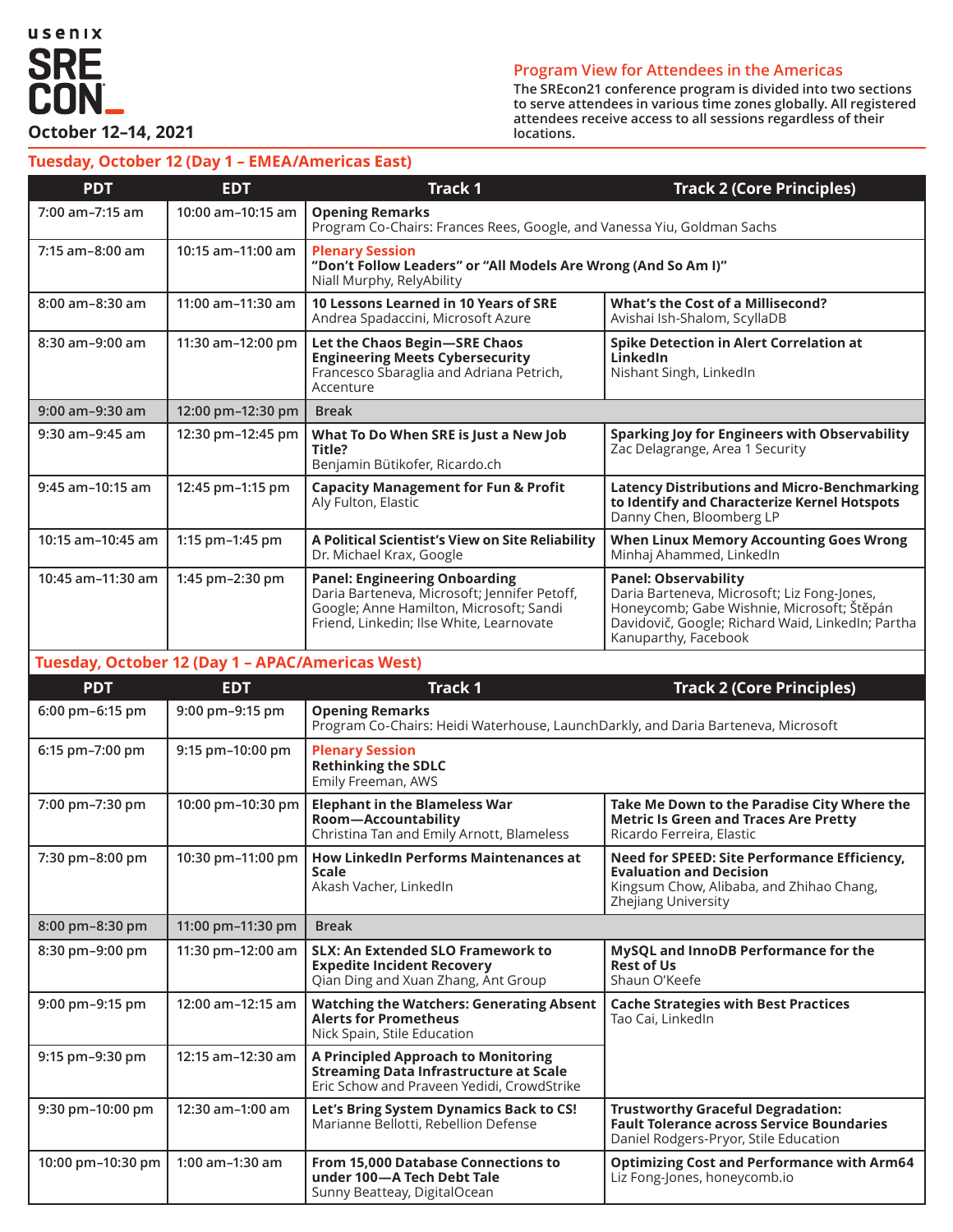usenix

# SRECON

**October 12–14, 2021**

## Program View for Attendees in the Americas

**The SREcon21 conference program is divided into two sections to serve attendees in various time zones globally. All registered attendees receive access to all sessions regardless of their locations.**

## Tuesday, October 12 (Day 1 – EMEA/Americas East)

| PDT | EDT | Track 1 | Track 2 (Core Principles) |
|---|---|---|---|
| 7:00 am–7:15 am | 10:00 am–10:15 am | **Opening Remarks** Program Co-Chairs: Frances Rees, Google, and Vanessa Yiu, Goldman Sachs | |
| 7:15 am–8:00 am | 10:15 am–11:00 am | **Plenary Session** **"Don't Follow Leaders" or "All Models Are Wrong (And So Am I)"** Niall Murphy, RelyAbility | |
| 8:00 am–8:30 am | 11:00 am–11:30 am | **10 Lessons Learned in 10 Years of SRE** Andrea Spadaccini, Microsoft Azure | **What's the Cost of a Millisecond?** Avishai Ish-Shalom, ScyllaDB |
| 8:30 am–9:00 am | 11:30 am–12:00 pm | **Let the Chaos Begin—SRE Chaos Engineering Meets Cybersecurity** Francesco Sbaraglia and Adriana Petrich, Accenture | **Spike Detection in Alert Correlation at LinkedIn** Nishant Singh, LinkedIn |
| 9:00 am–9:30 am | 12:00 pm–12:30 pm | Break | |
| 9:30 am–9:45 am | 12:30 pm–12:45 pm | **What To Do When SRE is Just a New Job Title?** Benjamin Bütikofer, Ricardo.ch | **Sparking Joy for Engineers with Observability** Zac Delagrange, Area 1 Security |
| 9:45 am–10:15 am | 12:45 pm–1:15 pm | **Capacity Management for Fun & Profit** Aly Fulton, Elastic | **Latency Distributions and Micro-Benchmarking to Identify and Characterize Kernel Hotspots** Danny Chen, Bloomberg LP |
| 10:15 am–10:45 am | 1:15 pm–1:45 pm | **A Political Scientist's View on Site Reliability** Dr. Michael Krax, Google | **When Linux Memory Accounting Goes Wrong** Minhaj Ahammed, LinkedIn |
| 10:45 am–11:30 am | 1:45 pm–2:30 pm | **Panel: Engineering Onboarding** Daria Barteneva, Microsoft; Jennifer Petoff, Google; Anne Hamilton, Microsoft; Sandi Friend, Linkedin; Ilse White, Learnovate | **Panel: Observability** Daria Barteneva, Microsoft; Liz Fong-Jones, Honeycomb; Gabe Wishnie, Microsoft; Štěpán Davidovič, Google; Richard Waid, LinkedIn; Partha Kanuparthy, Facebook |

## Tuesday, October 12 (Day 1 – APAC/Americas West)

| PDT | EDT | Track 1 | Track 2 (Core Principles) |
|---|---|---|---|
| 6:00 pm–6:15 pm | 9:00 pm–9:15 pm | **Opening Remarks** Program Co-Chairs: Heidi Waterhouse, LaunchDarkly, and Daria Barteneva, Microsoft | |
| 6:15 pm–7:00 pm | 9:15 pm–10:00 pm | **Plenary Session** **Rethinking the SDLC** Emily Freeman, AWS | |
| 7:00 pm–7:30 pm | 10:00 pm–10:30 pm | **Elephant in the Blameless War Room—Accountability** Christina Tan and Emily Arnott, Blameless | **Take Me Down to the Paradise City Where the Metric Is Green and Traces Are Pretty** Ricardo Ferreira, Elastic |
| 7:30 pm–8:00 pm | 10:30 pm–11:00 pm | **How LinkedIn Performs Maintenances at Scale** Akash Vacher, LinkedIn | **Need for SPEED: Site Performance Efficiency, Evaluation and Decision** Kingsum Chow, Alibaba, and Zhihao Chang, Zhejiang University |
| 8:00 pm–8:30 pm | 11:00 pm–11:30 pm | Break | |
| 8:30 pm–9:00 pm | 11:30 pm–12:00 am | **SLX: An Extended SLO Framework to Expedite Incident Recovery** Qian Ding and Xuan Zhang, Ant Group | **MySQL and InnoDB Performance for the Rest of Us** Shaun O'Keefe |
| 9:00 pm–9:15 pm | 12:00 am–12:15 am | **Watching the Watchers: Generating Absent Alerts for Prometheus** Nick Spain, Stile Education | **Cache Strategies with Best Practices** Tao Cai, LinkedIn |
| 9:15 pm–9:30 pm | 12:15 am–12:30 am | **A Principled Approach to Monitoring Streaming Data Infrastructure at Scale** Eric Schow and Praveen Yedidi, CrowdStrike | |
| 9:30 pm–10:00 pm | 12:30 am–1:00 am | **Let's Bring System Dynamics Back to CS!** Marianne Bellotti, Rebellion Defense | **Trustworthy Graceful Degradation: Fault Tolerance across Service Boundaries** Daniel Rodgers-Pryor, Stile Education |
| 10:00 pm–10:30 pm | 1:00 am–1:30 am | **From 15,000 Database Connections to under 100—A Tech Debt Tale** Sunny Beatteay, DigitalOcean | **Optimizing Cost and Performance with Arm64** Liz Fong-Jones, honeycomb.io |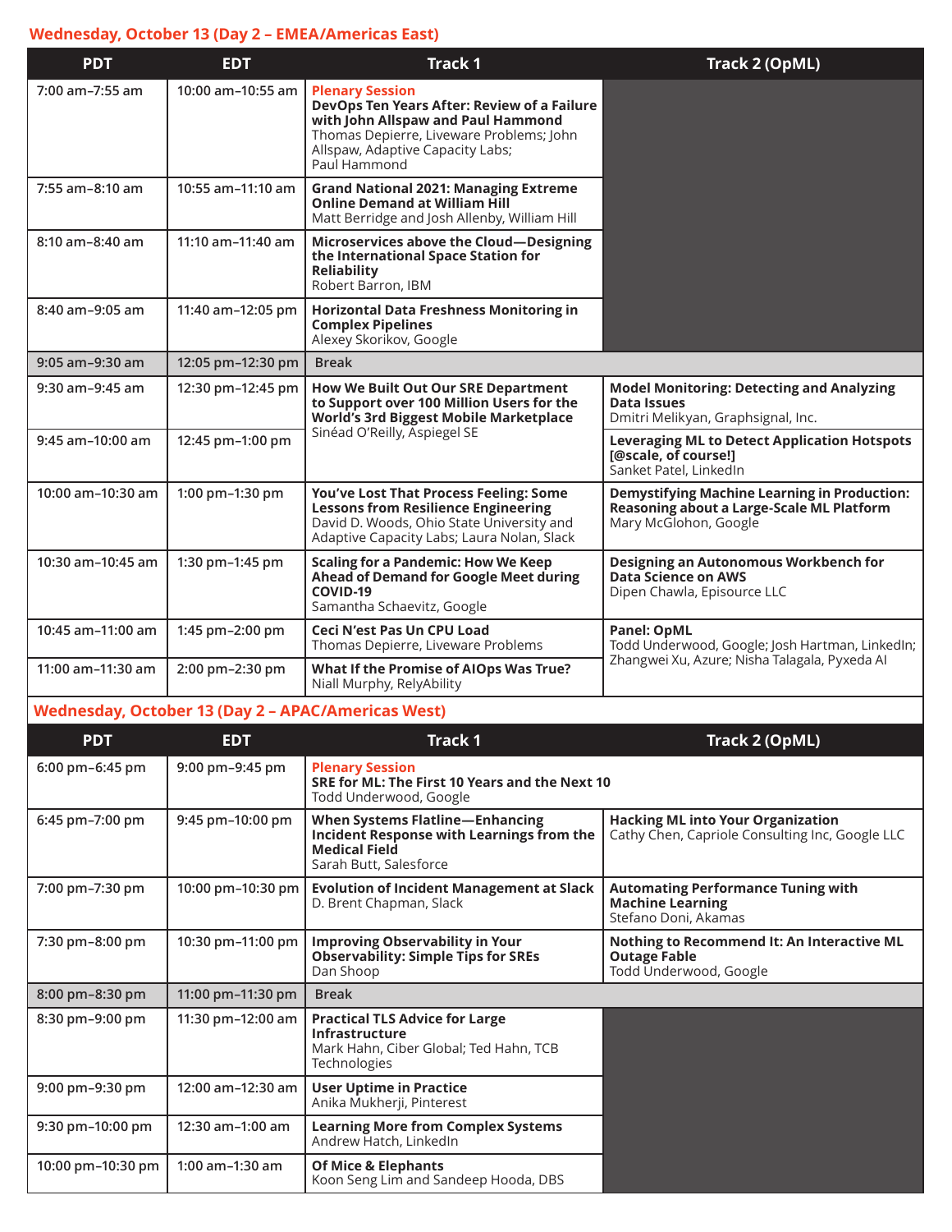## Wednesday, October 13 (Day 2 – EMEA/Americas East)

| PDT | EDT | Track 1 | Track 2 (OpML) |
|---|---|---|---|
| 7:00 am–7:55 am | 10:00 am–10:55 am | **Plenary Session**<br>**DevOps Ten Years After: Review of a Failure with John Allspaw and Paul Hammond**<br>Thomas Depierre, Liveware Problems; John Allspaw, Adaptive Capacity Labs; Paul Hammond | |
| 7:55 am–8:10 am | 10:55 am–11:10 am | **Grand National 2021: Managing Extreme Online Demand at William Hill**<br>Matt Berridge and Josh Allenby, William Hill | |
| 8:10 am–8:40 am | 11:10 am–11:40 am | **Microservices above the Cloud—Designing the International Space Station for Reliability**<br>Robert Barron, IBM | |
| 8:40 am–9:05 am | 11:40 am–12:05 pm | **Horizontal Data Freshness Monitoring in Complex Pipelines**<br>Alexey Skorikov, Google | |
| 9:05 am–9:30 am | 12:05 pm–12:30 pm | Break | |
| 9:30 am–9:45 am | 12:30 pm–12:45 pm | **How We Built Out Our SRE Department to Support over 100 Million Users for the World's 3rd Biggest Mobile Marketplace**<br>Sinéad O'Reilly, Aspiegel SE | **Model Monitoring: Detecting and Analyzing Data Issues**<br>Dmitri Melikyan, Graphsignal, Inc. |
| 9:45 am–10:00 am | 12:45 pm–1:00 pm | | **Leveraging ML to Detect Application Hotspots [@scale, of course!]**<br>Sanket Patel, LinkedIn |
| 10:00 am–10:30 am | 1:00 pm–1:30 pm | **You've Lost That Process Feeling: Some Lessons from Resilience Engineering**<br>David D. Woods, Ohio State University and Adaptive Capacity Labs; Laura Nolan, Slack | **Demystifying Machine Learning in Production: Reasoning about a Large-Scale ML Platform**<br>Mary McGlohon, Google |
| 10:30 am–10:45 am | 1:30 pm–1:45 pm | **Scaling for a Pandemic: How We Keep Ahead of Demand for Google Meet during COVID-19**<br>Samantha Schaevitz, Google | **Designing an Autonomous Workbench for Data Science on AWS**<br>Dipen Chawla, Episource LLC |
| 10:45 am–11:00 am | 1:45 pm–2:00 pm | **Ceci N'est Pas Un CPU Load**<br>Thomas Depierre, Liveware Problems | **Panel: OpML**<br>Todd Underwood, Google; Josh Hartman, LinkedIn; Zhangwei Xu, Azure; Nisha Talagala, Pyxeda AI |
| 11:00 am–11:30 am | 2:00 pm–2:30 pm | **What If the Promise of AIOps Was True?**<br>Niall Murphy, RelyAbility | |

## Wednesday, October 13 (Day 2 – APAC/Americas West)

| PDT | EDT | Track 1 | Track 2 (OpML) |
|---|---|---|---|
| 6:00 pm–6:45 pm | 9:00 pm–9:45 pm | **Plenary Session**<br>**SRE for ML: The First 10 Years and the Next 10**<br>Todd Underwood, Google | |
| 6:45 pm–7:00 pm | 9:45 pm–10:00 pm | **When Systems Flatline—Enhancing Incident Response with Learnings from the Medical Field**<br>Sarah Butt, Salesforce | **Hacking ML into Your Organization**<br>Cathy Chen, Capriole Consulting Inc, Google LLC |
| 7:00 pm–7:30 pm | 10:00 pm–10:30 pm | **Evolution of Incident Management at Slack**<br>D. Brent Chapman, Slack | **Automating Performance Tuning with Machine Learning**<br>Stefano Doni, Akamas |
| 7:30 pm–8:00 pm | 10:30 pm–11:00 pm | **Improving Observability in Your Observability: Simple Tips for SREs**<br>Dan Shoop | **Nothing to Recommend It: An Interactive ML Outage Fable**<br>Todd Underwood, Google |
| 8:00 pm–8:30 pm | 11:00 pm–11:30 pm | Break | |
| 8:30 pm–9:00 pm | 11:30 pm–12:00 am | **Practical TLS Advice for Large Infrastructure**<br>Mark Hahn, Ciber Global; Ted Hahn, TCB Technologies | |
| 9:00 pm–9:30 pm | 12:00 am–12:30 am | **User Uptime in Practice**<br>Anika Mukherji, Pinterest | |
| 9:30 pm–10:00 pm | 12:30 am–1:00 am | **Learning More from Complex Systems**<br>Andrew Hatch, LinkedIn | |
| 10:00 pm–10:30 pm | 1:00 am–1:30 am | **Of Mice & Elephants**<br>Koon Seng Lim and Sandeep Hooda, DBS | |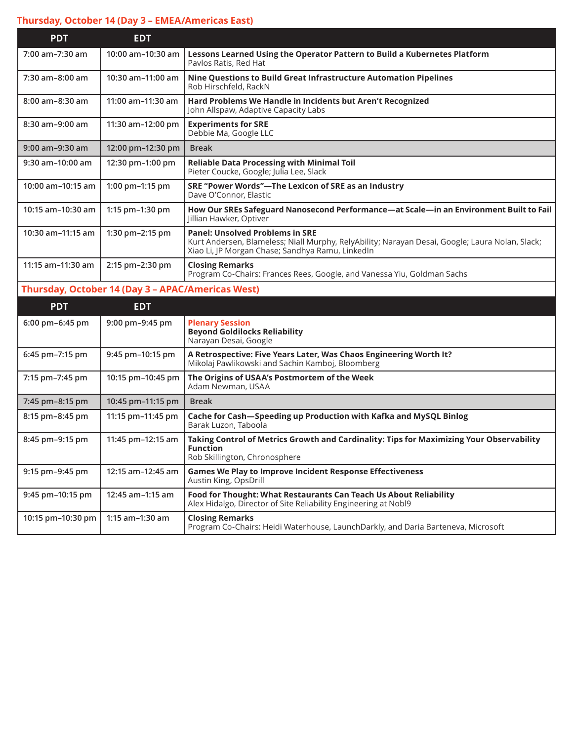## Thursday, October 14 (Day 3 – EMEA/Americas East)

| PDT | EDT | |
|---|---|---|
| 7:00 am–7:30 am | 10:00 am–10:30 am | **Lessons Learned Using the Operator Pattern to Build a Kubernetes Platform**<br>Pavlos Ratis, Red Hat |
| 7:30 am–8:00 am | 10:30 am–11:00 am | **Nine Questions to Build Great Infrastructure Automation Pipelines**<br>Rob Hirschfeld, RackN |
| 8:00 am–8:30 am | 11:00 am–11:30 am | **Hard Problems We Handle in Incidents but Aren't Recognized**<br>John Allspaw, Adaptive Capacity Labs |
| 8:30 am–9:00 am | 11:30 am–12:00 pm | **Experiments for SRE**<br>Debbie Ma, Google LLC |
| 9:00 am–9:30 am | 12:00 pm–12:30 pm | Break |
| 9:30 am–10:00 am | 12:30 pm–1:00 pm | **Reliable Data Processing with Minimal Toil**<br>Pieter Coucke, Google; Julia Lee, Slack |
| 10:00 am–10:15 am | 1:00 pm–1:15 pm | **SRE "Power Words"—The Lexicon of SRE as an Industry**<br>Dave O'Connor, Elastic |
| 10:15 am–10:30 am | 1:15 pm–1:30 pm | **How Our SREs Safeguard Nanosecond Performance—at Scale—in an Environment Built to Fail**<br>Jillian Hawker, Optiver |
| 10:30 am–11:15 am | 1:30 pm–2:15 pm | **Panel: Unsolved Problems in SRE**<br>Kurt Andersen, Blameless; Niall Murphy, RelyAbility; Narayan Desai, Google; Laura Nolan, Slack; Xiao Li, JP Morgan Chase; Sandhya Ramu, LinkedIn |
| 11:15 am–11:30 am | 2:15 pm–2:30 pm | **Closing Remarks**<br>Program Co-Chairs: Frances Rees, Google, and Vanessa Yiu, Goldman Sachs |

## Thursday, October 14 (Day 3 – APAC/Americas West)

| PDT | EDT | |
|---|---|---|
| 6:00 pm–6:45 pm | 9:00 pm–9:45 pm | Plenary Session<br>**Beyond Goldilocks Reliability**<br>Narayan Desai, Google |
| 6:45 pm–7:15 pm | 9:45 pm–10:15 pm | **A Retrospective: Five Years Later, Was Chaos Engineering Worth It?**<br>Mikolaj Pawlikowski and Sachin Kamboj, Bloomberg |
| 7:15 pm–7:45 pm | 10:15 pm–10:45 pm | **The Origins of USAA's Postmortem of the Week**<br>Adam Newman, USAA |
| 7:45 pm–8:15 pm | 10:45 pm–11:15 pm | Break |
| 8:15 pm–8:45 pm | 11:15 pm–11:45 pm | **Cache for Cash—Speeding up Production with Kafka and MySQL Binlog**<br>Barak Luzon, Taboola |
| 8:45 pm–9:15 pm | 11:45 pm–12:15 am | **Taking Control of Metrics Growth and Cardinality: Tips for Maximizing Your Observability Function**<br>Rob Skillington, Chronosphere |
| 9:15 pm–9:45 pm | 12:15 am–12:45 am | **Games We Play to Improve Incident Response Effectiveness**<br>Austin King, OpsDrill |
| 9:45 pm–10:15 pm | 12:45 am–1:15 am | **Food for Thought: What Restaurants Can Teach Us About Reliability**<br>Alex Hidalgo, Director of Site Reliability Engineering at Nobl9 |
| 10:15 pm–10:30 pm | 1:15 am–1:30 am | **Closing Remarks**<br>Program Co-Chairs: Heidi Waterhouse, LaunchDarkly, and Daria Barteneva, Microsoft |